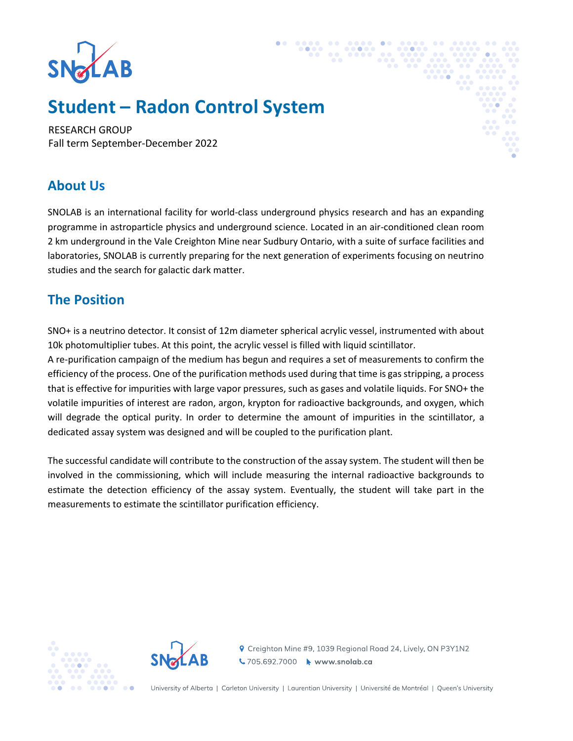# Student – Radon Control System

RESEARCH GROUP
Fall term September-December 2022

## About Us

SNOLAB is an international facility for world-class underground physics research and has an expanding programme in astroparticle physics and underground science. Located in an air-conditioned clean room 2 km underground in the Vale Creighton Mine near Sudbury Ontario, with a suite of surface facilities and laboratories, SNOLAB is currently preparing for the next generation of experiments focusing on neutrino studies and the search for galactic dark matter.

## The Position

SNO+ is a neutrino detector. It consist of 12m diameter spherical acrylic vessel, instrumented with about 10k photomultiplier tubes. At this point, the acrylic vessel is filled with liquid scintillator.
A re-purification campaign of the medium has begun and requires a set of measurements to confirm the efficiency of the process. One of the purification methods used during that time is gas stripping, a process that is effective for impurities with large vapor pressures, such as gases and volatile liquids. For SNO+ the volatile impurities of interest are radon, argon, krypton for radioactive backgrounds, and oxygen, which will degrade the optical purity. In order to determine the amount of impurities in the scintillator, a dedicated assay system was designed and will be coupled to the purification plant.

The successful candidate will contribute to the construction of the assay system. The student will then be involved in the commissioning, which will include measuring the internal radioactive backgrounds to estimate the detection efficiency of the assay system. Eventually, the student will take part in the measurements to estimate the scintillator purification efficiency.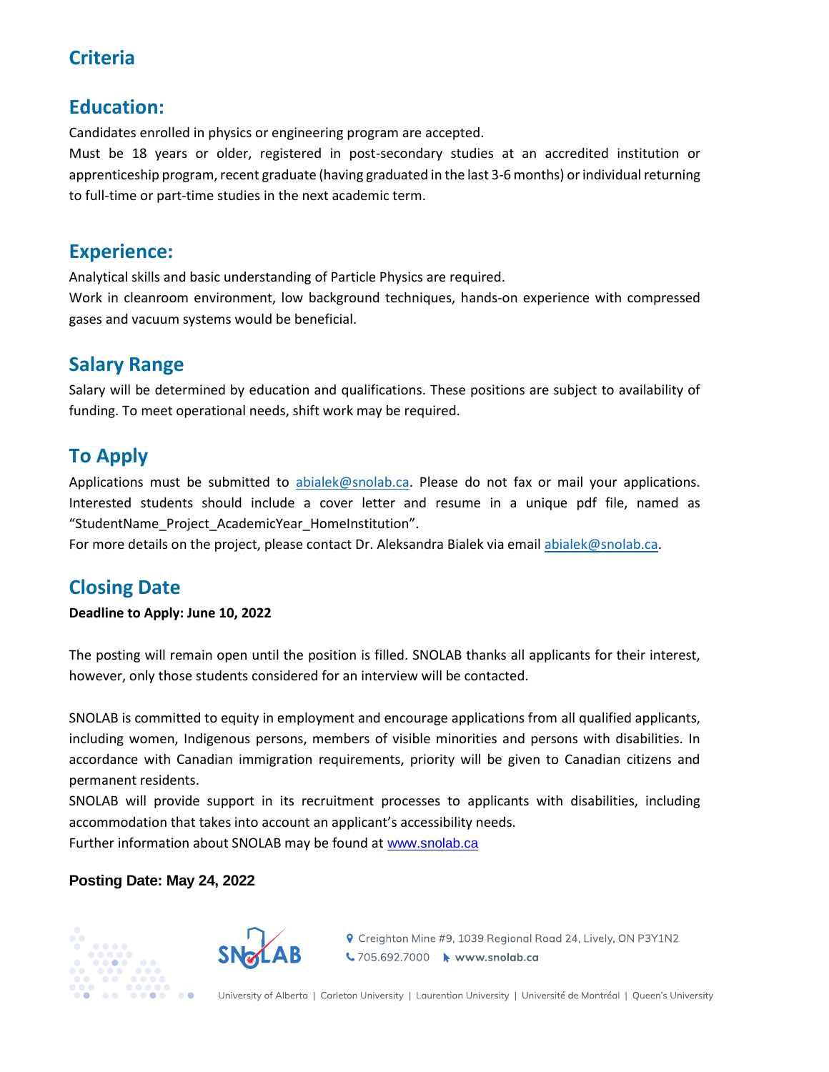# Criteria

## Education:

Candidates enrolled in physics or engineering program are accepted.

Must be 18 years or older, registered in post-secondary studies at an accredited institution or apprenticeship program, recent graduate (having graduated in the last 3-6 months) or individual returning to full-time or part-time studies in the next academic term.

## Experience:

Analytical skills and basic understanding of Particle Physics are required.

Work in cleanroom environment, low background techniques, hands-on experience with compressed gases and vacuum systems would be beneficial.

## Salary Range

Salary will be determined by education and qualifications. These positions are subject to availability of funding. To meet operational needs, shift work may be required.

## To Apply

Applications must be submitted to abialek@snolab.ca. Please do not fax or mail your applications. Interested students should include a cover letter and resume in a unique pdf file, named as "StudentName_Project_AcademicYear_HomeInstitution".

For more details on the project, please contact Dr. Aleksandra Bialek via email abialek@snolab.ca.

## Closing Date

**Deadline to Apply: June 10, 2022**

The posting will remain open until the position is filled. SNOLAB thanks all applicants for their interest, however, only those students considered for an interview will be contacted.

SNOLAB is committed to equity in employment and encourage applications from all qualified applicants, including women, Indigenous persons, members of visible minorities and persons with disabilities. In accordance with Canadian immigration requirements, priority will be given to Canadian citizens and permanent residents.

SNOLAB will provide support in its recruitment processes to applicants with disabilities, including accommodation that takes into account an applicant's accessibility needs.

Further information about SNOLAB may be found at www.snolab.ca

**Posting Date: May 24, 2022**

SNOLAB

Creighton Mine #9, 1039 Regional Road 24, Lively, ON P3Y1N2

705.692.7000 www.snolab.ca

University of Alberta | Carleton University | Laurentian University | Université de Montréal | Queen's University